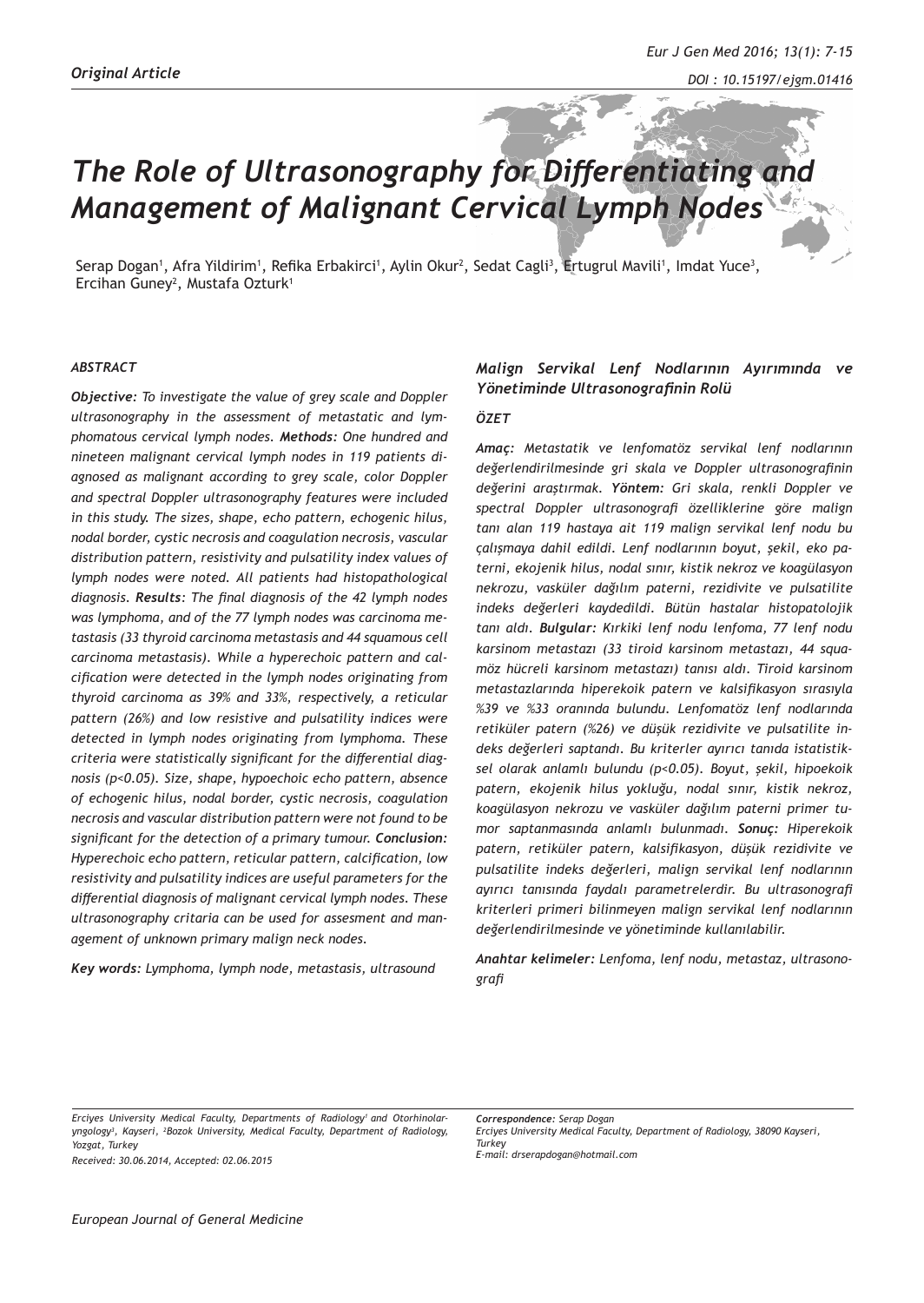*Original Article*

# The Role of Ultrasonography for Differentiating and Management of Malignant Cervical Lymph Nodes

Serap Dogan[1], Afra Yildirim[1], Refika Erbakirci[1], Aylin Okur[2], Sedat Cagli[3], Ertugrul Mavili[1], Imdat Yuce[3], Ercihan Guney[2], Mustafa Ozturk[1]

### *ABSTRACT*

***Objective:*** *To investigate the value of grey scale and Doppler ultrasonography in the assessment of metastatic and lymphomatous cervical lymph nodes.* ***Methods:*** *One hundred and nineteen malignant cervical lymph nodes in 119 patients diagnosed as malignant according to grey scale, color Doppler and spectral Doppler ultrasonography features were included in this study. The sizes, shape, echo pattern, echogenic hilus, nodal border, cystic necrosis and coagulation necrosis, vascular distribution pattern, resistivity and pulsatility index values of lymph nodes were noted. All patients had histopathological diagnosis.* ***Results****: The final diagnosis of the 42 lymph nodes was lymphoma, and of the 77 lymph nodes was carcinoma metastasis (33 thyroid carcinoma metastasis and 44 squamous cell carcinoma metastasis). While a hyperechoic pattern and calcification were detected in the lymph nodes originating from thyroid carcinoma as 39% and 33%, respectively, a reticular pattern (26%) and low resistive and pulsatility indices were detected in lymph nodes originating from lymphoma. These criteria were statistically significant for the differential diagnosis (p<0.05). Size, shape, hypoechoic echo pattern, absence of echogenic hilus, nodal border, cystic necrosis, coagulation necrosis and vascular distribution pattern were not found to be significant for the detection of a primary tumour.* ***Conclusion:*** *Hyperechoic echo pattern, reticular pattern, calcification, low resistivity and pulsatility indices are useful parameters for the differential diagnosis of malignant cervical lymph nodes. These ultrasonography critaria can be used for assesment and management of unknown primary malign neck nodes.*

***Key words:*** *Lymphoma, lymph node, metastasis, ultrasound*

### *Malign Servikal Lenf Nodlarının Ayırımında ve Yönetiminde Ultrasonografinin Rolü*

### *ÖZET*

***Amaç:*** *Metastatik ve lenfomatöz servikal lenf nodlarının değerlendirilmesinde gri skala ve Doppler ultrasonografinin değerini araştırmak.* ***Yöntem:*** *Gri skala, renkli Doppler ve spectral Doppler ultrasonografi özelliklerine göre malign tanı alan 119 hastaya ait 119 malign servikal lenf nodu bu çalışmaya dahil edildi. Lenf nodlarının boyut, şekil, eko paterni, ekojenik hilus, nodal sınır, kistik nekroz ve koagülasyon nekrozu, vasküler dağılım paterni, rezidivite ve pulsatilite indeks değerleri kaydedildi. Bütün hastalar histopatolojik tanı aldı.* ***Bulgular:*** *Kırkiki lenf nodu lenfoma, 77 lenf nodu karsinom metastazı (33 tiroid karsinom metastazı, 44 squamöz hücreli karsinom metastazı) tanısı aldı. Tiroid karsinom metastazlarında hiperekoik patern ve kalsifikasyon sırasıyla %39 ve %33 oranında bulundu. Lenfomatöz lenf nodlarında retiküler patern (%26) ve düşük rezidivite ve pulsatilite indeks değerleri saptandı. Bu kriterler ayırıcı tanıda istatistiksel olarak anlamlı bulundu (p<0.05). Boyut, şekil, hipoekoik patern, ekojenik hilus yokluğu, nodal sınır, kistik nekroz, koagülasyon nekrozu ve vasküler dağılım paterni primer tumor saptanmasında anlamlı bulunmadı.* ***Sonuç:*** *Hiperekoik patern, retiküler patern, kalsifikasyon, düşük rezidivite ve pulsatilite indeks değerleri, malign servikal lenf nodlarının ayırıcı tanısında faydalı parametrelerdir. Bu ultrasonografi kriterleri primeri bilinmeyen malign servikal lenf nodlarının değerlendirilmesinde ve yönetiminde kullanılabilir.*

***Anahtar kelimeler:*** *Lenfoma, lenf nodu, metastaz, ultrasonografi*

*Erciyes University Medical Faculty, Departments of Radiology[1] and Otorhinolaryngology[3], Kayseri, [2]Bozok University, Medical Faculty, Department of Radiology, Yozgat, Turkey*

*Received: 30.06.2014, Accepted: 02.06.2015*

***Correspondence:*** *Serap Dogan*
*Erciyes University Medical Faculty, Department of Radiology, 38090 Kayseri, Turkey*
*E-mail: drserapdogan@hotmail.com*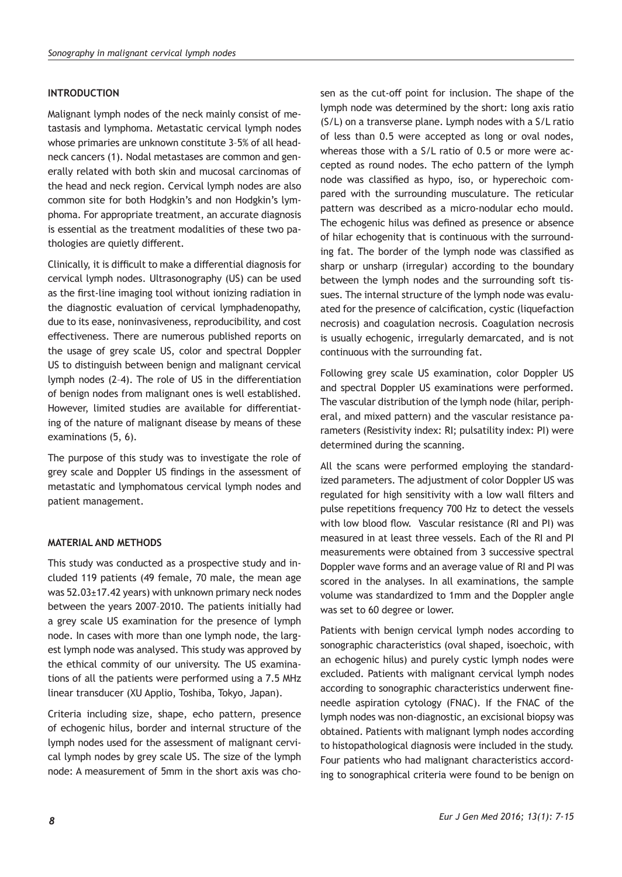## INTRODUCTION

Malignant lymph nodes of the neck mainly consist of metastasis and lymphoma. Metastatic cervical lymph nodes whose primaries are unknown constitute 3–5% of all head-neck cancers (1). Nodal metastases are common and generally related with both skin and mucosal carcinomas of the head and neck region. Cervical lymph nodes are also common site for both Hodgkin's and non Hodgkin's lymphoma. For appropriate treatment, an accurate diagnosis is essential as the treatment modalities of these two pathologies are quietly different.

Clinically, it is difficult to make a differential diagnosis for cervical lymph nodes. Ultrasonography (US) can be used as the first-line imaging tool without ionizing radiation in the diagnostic evaluation of cervical lymphadenopathy, due to its ease, noninvasiveness, reproducibility, and cost effectiveness. There are numerous published reports on the usage of grey scale US, color and spectral Doppler US to distinguish between benign and malignant cervical lymph nodes (2–4). The role of US in the differentiation of benign nodes from malignant ones is well established. However, limited studies are available for differentiating of the nature of malignant disease by means of these examinations (5, 6).

The purpose of this study was to investigate the role of grey scale and Doppler US findings in the assessment of metastatic and lymphomatous cervical lymph nodes and patient management.

## MATERIAL AND METHODS

This study was conducted as a prospective study and included 119 patients (49 female, 70 male, the mean age was 52.03±17.42 years) with unknown primary neck nodes between the years 2007–2010. The patients initially had a grey scale US examination for the presence of lymph node. In cases with more than one lymph node, the largest lymph node was analysed. This study was approved by the ethical commity of our university. The US examinations of all the patients were performed using a 7.5 MHz linear transducer (XU Applio, Toshiba, Tokyo, Japan).

Criteria including size, shape, echo pattern, presence of echogenic hilus, border and internal structure of the lymph nodes used for the assessment of malignant cervical lymph nodes by grey scale US. The size of the lymph node: A measurement of 5mm in the short axis was chosen as the cut-off point for inclusion. The shape of the lymph node was determined by the short: long axis ratio (S/L) on a transverse plane. Lymph nodes with a S/L ratio of less than 0.5 were accepted as long or oval nodes, whereas those with a S/L ratio of 0.5 or more were accepted as round nodes. The echo pattern of the lymph node was classified as hypo, iso, or hyperechoic compared with the surrounding musculature. The reticular pattern was described as a micro-nodular echo mould. The echogenic hilus was defined as presence or absence of hilar echogenity that is continuous with the surrounding fat. The border of the lymph node was classified as sharp or unsharp (irregular) according to the boundary between the lymph nodes and the surrounding soft tissues. The internal structure of the lymph node was evaluated for the presence of calcification, cystic (liquefaction necrosis) and coagulation necrosis. Coagulation necrosis is usually echogenic, irregularly demarcated, and is not continuous with the surrounding fat.

Following grey scale US examination, color Doppler US and spectral Doppler US examinations were performed. The vascular distribution of the lymph node (hilar, peripheral, and mixed pattern) and the vascular resistance parameters (Resistivity index: RI; pulsatility index: PI) were determined during the scanning.

All the scans were performed employing the standardized parameters. The adjustment of color Doppler US was regulated for high sensitivity with a low wall filters and pulse repetitions frequency 700 Hz to detect the vessels with low blood flow. Vascular resistance (RI and PI) was measured in at least three vessels. Each of the RI and PI measurements were obtained from 3 successive spectral Doppler wave forms and an average value of RI and PI was scored in the analyses. In all examinations, the sample volume was standardized to 1mm and the Doppler angle was set to 60 degree or lower.

Patients with benign cervical lymph nodes according to sonographic characteristics (oval shaped, isoechoic, with an echogenic hilus) and purely cystic lymph nodes were excluded. Patients with malignant cervical lymph nodes according to sonographic characteristics underwent fine-needle aspiration cytology (FNAC). If the FNAC of the lymph nodes was non-diagnostic, an excisional biopsy was obtained. Patients with malignant lymph nodes according to histopathological diagnosis were included in the study. Four patients who had malignant characteristics according to sonographical criteria were found to be benign on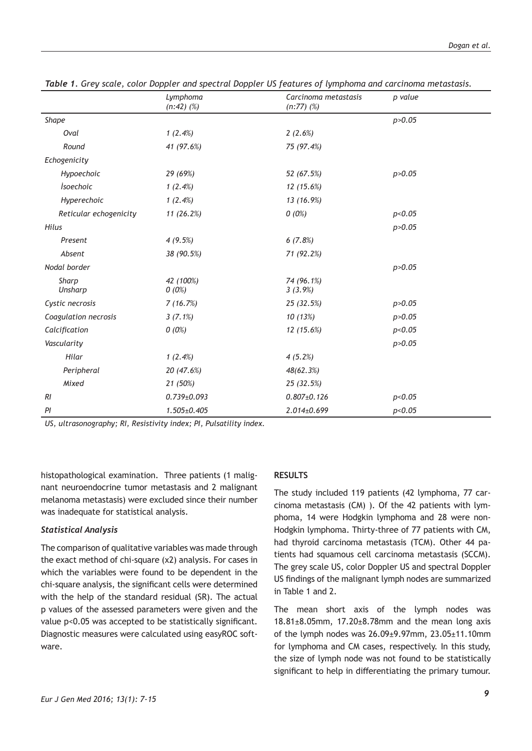*Table 1. Grey scale, color Doppler and spectral Doppler US features of lymphoma and carcinoma metastasis.*

| | Lymphoma (n:42) (%) | Carcinoma metastasis (n:77) (%) | p value |
|---|---|---|---|
| Shape | | | p>0.05 |
| Oval | 1 (2.4%) | 2 (2.6%) | |
| Round | 41 (97.6%) | 75 (97.4%) | |
| Echogenicity | | | |
| Hypoechoic | 29 (69%) | 52 (67.5%) | p>0.05 |
| İsoechoic | 1 (2.4%) | 12 (15.6%) | |
| Hyperechoic | 1 (2.4%) | 13 (16.9%) | |
| Reticular echogenicity | 11 (26.2%) | 0 (0%) | p<0.05 |
| Hilus | | | p>0.05 |
| Present | 4 (9.5%) | 6 (7.8%) | |
| Absent | 38 (90.5%) | 71 (92.2%) | |
| Nodal border | | | p>0.05 |
| Sharp | 42 (100%) | 74 (96.1%) | |
| Unsharp | 0 (0%) | 3 (3.9%) | |
| Cystic necrosis | 7 (16.7%) | 25 (32.5%) | p>0.05 |
| Coagulation necrosis | 3 (7.1%) | 10 (13%) | p>0.05 |
| Calcification | 0 (0%) | 12 (15.6%) | p<0.05 |
| Vascularity | | | p>0.05 |
| Hilar | 1 (2.4%) | 4 (5.2%) | |
| Peripheral | 20 (47.6%) | 48(62.3%) | |
| Mixed | 21 (50%) | 25 (32.5%) | |
| RI | 0.739±0.093 | 0.807±0.126 | p<0.05 |
| PI | 1.505±0.405 | 2.014±0.699 | p<0.05 |

*US, ultrasonography; RI, Resistivity index; PI, Pulsatility index.*

histopathological examination. Three patients (1 malignant neuroendocrine tumor metastasis and 2 malignant melanoma metastasis) were excluded since their number was inadequate for statistical analysis.

### *Statistical Analysis*

The comparison of qualitative variables was made through the exact method of chi-square ($x2$) analysis. For cases in which the variables were found to be dependent in the chi-square analysis, the significant cells were determined with the help of the standard residual (SR). The actual p values of the assessed parameters were given and the value $p<0.05$ was accepted to be statistically significant. Diagnostic measures were calculated using easyROC software.

## RESULTS

The study included 119 patients (42 lymphoma, 77 carcinoma metastasis (CM) ). Of the 42 patients with lymphoma, 14 were Hodgkin lymphoma and 28 were non-Hodgkin lymphoma. Thirty-three of 77 patients with CM, had thyroid carcinoma metastasis (TCM). Other 44 patients had squamous cell carcinoma metastasis (SCCM). The grey scale US, color Doppler US and spectral Doppler US findings of the malignant lymph nodes are summarized in Table 1 and 2.

The mean short axis of the lymph nodes was 18.81±8.05mm, 17.20±8.78mm and the mean long axis of the lymph nodes was 26.09±9.97mm, 23.05±11.10mm for lymphoma and CM cases, respectively. In this study, the size of lymph node was not found to be statistically significant to help in differentiating the primary tumour.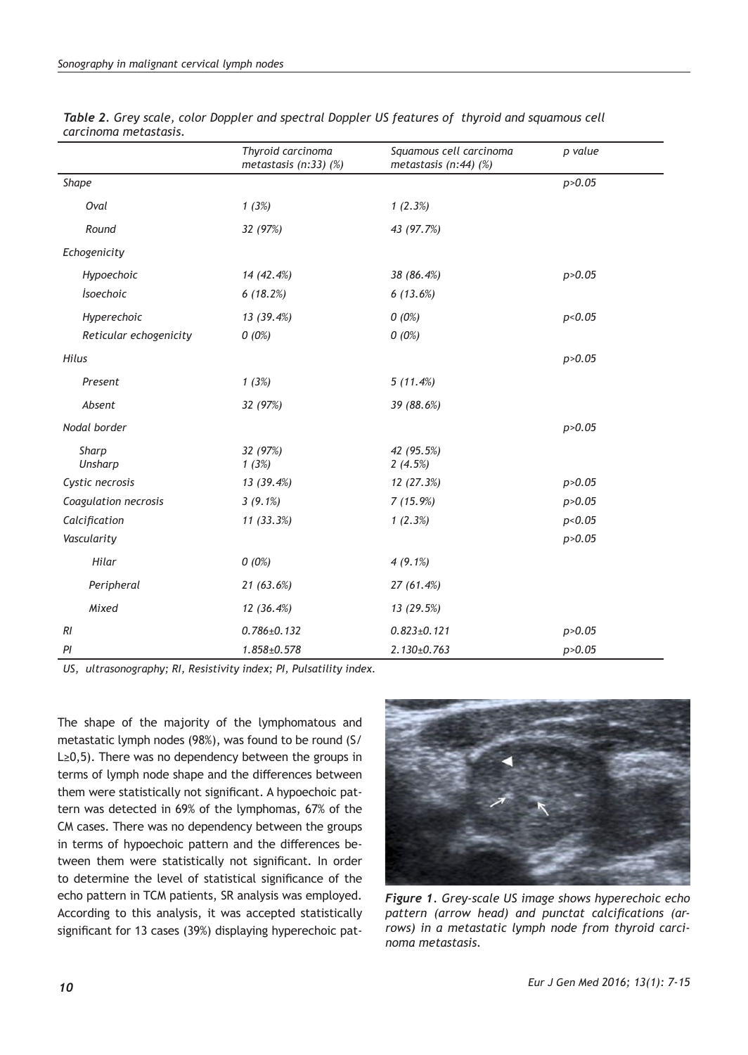*Table 2. Grey scale, color Doppler and spectral Doppler US features of thyroid and squamous cell carcinoma metastasis.*

| | Thyroid carcinoma metastasis (n:33) (%) | Squamous cell carcinoma metastasis (n:44) (%) | p value |
|---|---|---|---|
| Shape | | | $p>0.05$ |
| Oval | 1 (3%) | 1 (2.3%) | |
| Round | 32 (97%) | 43 (97.7%) | |
| Echogenicity | | | |
| Hypoechoic | 14 (42.4%) | 38 (86.4%) | $p>0.05$ |
| İsoechoic | 6 (18.2%) | 6 (13.6%) | |
| Hyperechoic | 13 (39.4%) | 0 (0%) | $p<0.05$ |
| Reticular echogenicity | 0 (0%) | 0 (0%) | |
| Hilus | | | $p>0.05$ |
| Present | 1 (3%) | 5 (11.4%) | |
| Absent | 32 (97%) | 39 (88.6%) | |
| Nodal border | | | $p>0.05$ |
| Sharp | 32 (97%) | 42 (95.5%) | |
| Unsharp | 1 (3%) | 2 (4.5%) | |
| Cystic necrosis | 13 (39.4%) | 12 (27.3%) | $p>0.05$ |
| Coagulation necrosis | 3 (9.1%) | 7 (15.9%) | $p>0.05$ |
| Calcification | 11 (33.3%) | 1 (2.3%) | $p<0.05$ |
| Vascularity | | | $p>0.05$ |
| Hilar | 0 (0%) | 4 (9.1%) | |
| Peripheral | 21 (63.6%) | 27 (61.4%) | |
| Mixed | 12 (36.4%) | 13 (29.5%) | |
| RI | 0.786±0.132 | 0.823±0.121 | $p>0.05$ |
| PI | 1.858±0.578 | 2.130±0.763 | $p>0.05$ |

*US, ultrasonography; RI, Resistivity index; PI, Pulsatility index.*

The shape of the majority of the lymphomatous and metastatic lymph nodes (98%), was found to be round (S/L≥0,5). There was no dependency between the groups in terms of lymph node shape and the differences between them were statistically not significant. A hypoechoic pattern was detected in 69% of the lymphomas, 67% of the CM cases. There was no dependency between the groups in terms of hypoechoic pattern and the differences between them were statistically not significant. In order to determine the level of statistical significance of the echo pattern in TCM patients, SR analysis was employed. According to this analysis, it was accepted statistically significant for 13 cases (39%) displaying hyperechoic pat-

*Figure 1. Grey-scale US image shows hyperechoic echo pattern (arrow head) and punctat calcifications (arrows) in a metastatic lymph node from thyroid carcinoma metastasis.*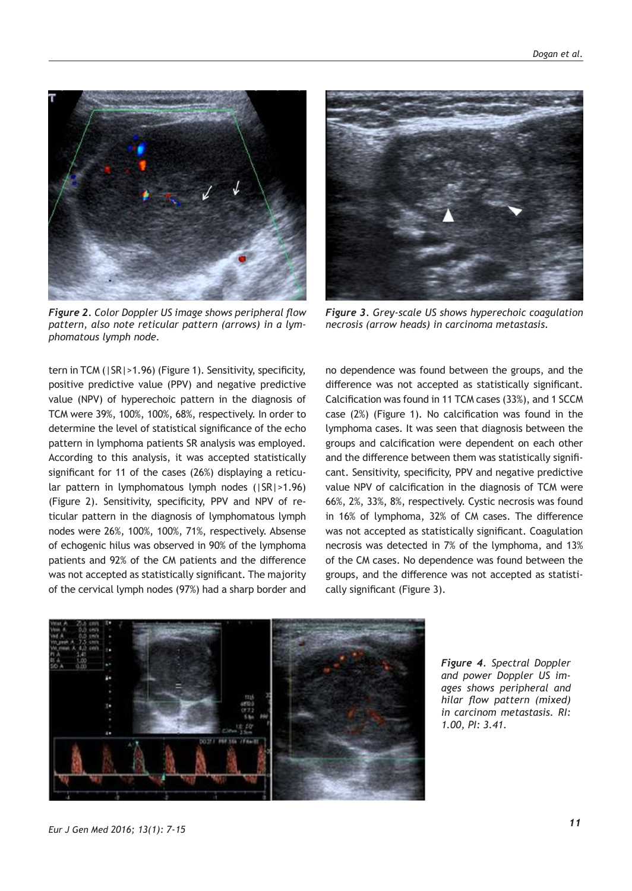*Figure 2. Color Doppler US image shows peripheral flow pattern, also note reticular pattern (arrows) in a lymphomatous lymph node.*

*Figure 3. Grey-scale US shows hyperechoic coagulation necrosis (arrow heads) in carcinoma metastasis.*

tern in TCM (|SR|>1.96) (Figure 1). Sensitivity, specificity, positive predictive value (PPV) and negative predictive value (NPV) of hyperechoic pattern in the diagnosis of TCM were 39%, 100%, 100%, 68%, respectively. In order to determine the level of statistical significance of the echo pattern in lymphoma patients SR analysis was employed. According to this analysis, it was accepted statistically significant for 11 of the cases (26%) displaying a reticular pattern in lymphomatous lymph nodes (|SR|>1.96) (Figure 2). Sensitivity, specificity, PPV and NPV of reticular pattern in the diagnosis of lymphomatous lymph nodes were 26%, 100%, 100%, 71%, respectively. Absense of echogenic hilus was observed in 90% of the lymphoma patients and 92% of the CM patients and the difference was not accepted as statistically significant. The majority of the cervical lymph nodes (97%) had a sharp border and no dependence was found between the groups, and the difference was not accepted as statistically significant. Calcification was found in 11 TCM cases (33%), and 1 SCCM case (2%) (Figure 1). No calcification was found in the lymphoma cases. It was seen that diagnosis between the groups and calcification were dependent on each other and the difference between them was statistically significant. Sensitivity, specificity, PPV and negative predictive value NPV of calcification in the diagnosis of TCM were 66%, 2%, 33%, 8%, respectively. Cystic necrosis was found in 16% of lymphoma, 32% of CM cases. The difference was not accepted as statistically significant. Coagulation necrosis was detected in 7% of the lymphoma, and 13% of the CM cases. No dependence was found between the groups, and the difference was not accepted as statistically significant (Figure 3).

*Figure 4. Spectral Doppler and power Doppler US images shows peripheral and hilar flow pattern (mixed) in carcinom metastasis. RI: 1.00, PI: 3.41.*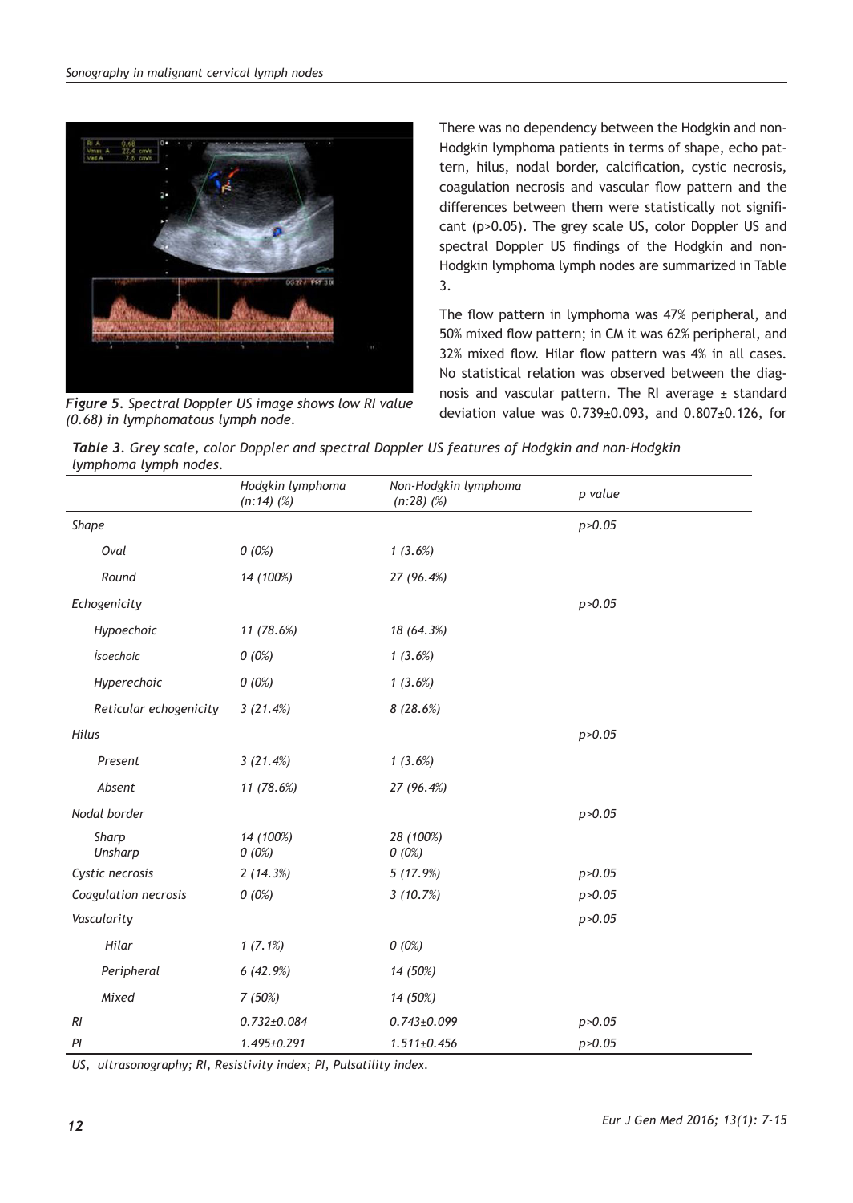*Figure 5. Spectral Doppler US image shows low RI value (0.68) in lymphomatous lymph node.*

There was no dependency between the Hodgkin and non-Hodgkin lymphoma patients in terms of shape, echo pattern, hilus, nodal border, calcification, cystic necrosis, coagulation necrosis and vascular flow pattern and the differences between them were statistically not significant ($p>0.05$). The grey scale US, color Doppler US and spectral Doppler US findings of the Hodgkin and non-Hodgkin lymphoma lymph nodes are summarized in Table 3.

The flow pattern in lymphoma was 47% peripheral, and 50% mixed flow pattern; in CM it was 62% peripheral, and 32% mixed flow. Hilar flow pattern was 4% in all cases. No statistical relation was observed between the diagnosis and vascular pattern. The RI average ± standard deviation value was 0.739±0.093, and 0.807±0.126, for

*Table 3. Grey scale, color Doppler and spectral Doppler US features of Hodgkin and non-Hodgkin lymphoma lymph nodes.*

| | Hodgkin lymphoma (n:14) (%) | Non-Hodgkin lymphoma (n:28) (%) | p value |
|---|---|---|---|
| Shape | | | $p>0.05$ |
| Oval | 0 (0%) | 1 (3.6%) | |
| Round | 14 (100%) | 27 (96.4%) | |
| Echogenicity | | | $p>0.05$ |
| Hypoechoic | 11 (78.6%) | 18 (64.3%) | |
| İsoechoic | 0 (0%) | 1 (3.6%) | |
| Hyperechoic | 0 (0%) | 1 (3.6%) | |
| Reticular echogenicity | 3 (21.4%) | 8 (28.6%) | |
| Hilus | | | $p>0.05$ |
| Present | 3 (21.4%) | 1 (3.6%) | |
| Absent | 11 (78.6%) | 27 (96.4%) | |
| Nodal border | | | $p>0.05$ |
| Sharp | 14 (100%) | 28 (100%) | |
| Unsharp | 0 (0%) | 0 (0%) | |
| Cystic necrosis | 2 (14.3%) | 5 (17.9%) | $p>0.05$ |
| Coagulation necrosis | 0 (0%) | 3 (10.7%) | $p>0.05$ |
| Vascularity | | | $p>0.05$ |
| Hilar | 1 (7.1%) | 0 (0%) | |
| Peripheral | 6 (42.9%) | 14 (50%) | |
| Mixed | 7 (50%) | 14 (50%) | |
| RI | 0.732±0.084 | 0.743±0.099 | $p>0.05$ |
| PI | 1.495±0.291 | 1.511±0.456 | $p>0.05$ |

US, ultrasonography; RI, Resistivity index; PI, Pulsatility index.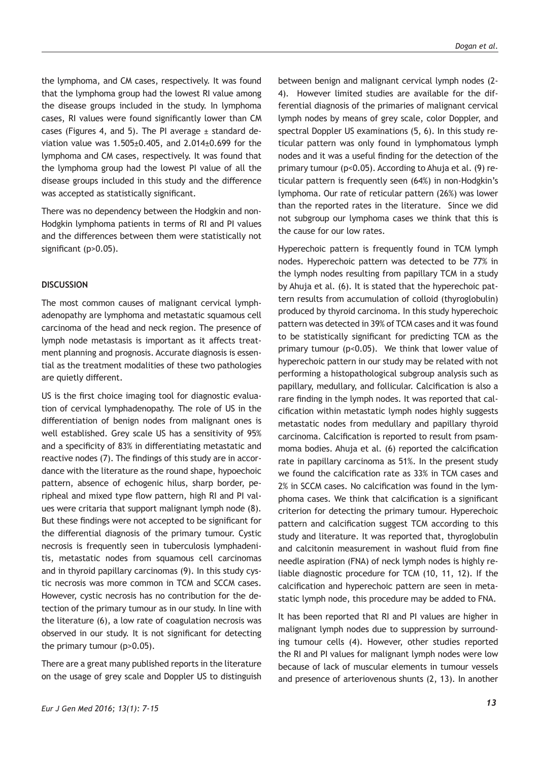the lymphoma, and CM cases, respectively. It was found that the lymphoma group had the lowest RI value among the disease groups included in the study. In lymphoma cases, RI values were found significantly lower than CM cases (Figures 4, and 5). The PI average ± standard deviation value was 1.505±0.405, and 2.014±0.699 for the lymphoma and CM cases, respectively. It was found that the lymphoma group had the lowest PI value of all the disease groups included in this study and the difference was accepted as statistically significant.

There was no dependency between the Hodgkin and non-Hodgkin lymphoma patients in terms of RI and PI values and the differences between them were statistically not significant ($p>0.05$).

## DISCUSSION

The most common causes of malignant cervical lymphadenopathy are lymphoma and metastatic squamous cell carcinoma of the head and neck region. The presence of lymph node metastasis is important as it affects treatment planning and prognosis. Accurate diagnosis is essential as the treatment modalities of these two pathologies are quietly different.

US is the first choice imaging tool for diagnostic evaluation of cervical lymphadenopathy. The role of US in the differentiation of benign nodes from malignant ones is well established. Grey scale US has a sensitivity of 95% and a specificity of 83% in differentiating metastatic and reactive nodes (7). The findings of this study are in accordance with the literature as the round shape, hypoechoic pattern, absence of echogenic hilus, sharp border, peripheal and mixed type flow pattern, high RI and PI values were critaria that support malignant lymph node (8). But these findings were not accepted to be significant for the differential diagnosis of the primary tumour. Cystic necrosis is frequently seen in tuberculosis lymphadenitis, metastatic nodes from squamous cell carcinomas and in thyroid papillary carcinomas (9). In this study cystic necrosis was more common in TCM and SCCM cases. However, cystic necrosis has no contribution for the detection of the primary tumour as in our study. In line with the literature (6), a low rate of coagulation necrosis was observed in our study. It is not significant for detecting the primary tumour ($p>0.05$).

There are a great many published reports in the literature on the usage of grey scale and Doppler US to distinguish between benign and malignant cervical lymph nodes (2-4). However limited studies are available for the differential diagnosis of the primaries of malignant cervical lymph nodes by means of grey scale, color Doppler, and spectral Doppler US examinations (5, 6). In this study reticular pattern was only found in lymphomatous lymph nodes and it was a useful finding for the detection of the primary tumour ($p<0.05$). According to Ahuja et al. (9) reticular pattern is frequently seen (64%) in non-Hodgkin's lymphoma. Our rate of reticular pattern (26%) was lower than the reported rates in the literature. Since we did not subgroup our lymphoma cases we think that this is the cause for our low rates.

Hyperechoic pattern is frequently found in TCM lymph nodes. Hyperechoic pattern was detected to be 77% in the lymph nodes resulting from papillary TCM in a study by Ahuja et al. (6). It is stated that the hyperechoic pattern results from accumulation of colloid (thyroglobulin) produced by thyroid carcinoma. In this study hyperechoic pattern was detected in 39% of TCM cases and it was found to be statistically significant for predicting TCM as the primary tumour ($p<0.05$). We think that lower value of hyperechoic pattern in our study may be related with not performing a histopathological subgroup analysis such as papillary, medullary, and follicular. Calcification is also a rare finding in the lymph nodes. It was reported that calcification within metastatic lymph nodes highly suggests metastatic nodes from medullary and papillary thyroid carcinoma. Calcification is reported to result from psammoma bodies. Ahuja et al. (6) reported the calcification rate in papillary carcinoma as 51%. In the present study we found the calcification rate as 33% in TCM cases and 2% in SCCM cases. No calcification was found in the lymphoma cases. We think that calcification is a significant criterion for detecting the primary tumour. Hyperechoic pattern and calcification suggest TCM according to this study and literature. It was reported that, thyroglobulin and calcitonin measurement in washout fluid from fine needle aspiration (FNA) of neck lymph nodes is highly reliable diagnostic procedure for TCM (10, 11, 12). If the calcification and hyperechoic pattern are seen in metastatic lymph node, this procedure may be added to FNA.

It has been reported that RI and PI values are higher in malignant lymph nodes due to suppression by surrounding tumour cells (4). However, other studies reported the RI and PI values for malignant lymph nodes were low because of lack of muscular elements in tumour vessels and presence of arteriovenous shunts (2, 13). In another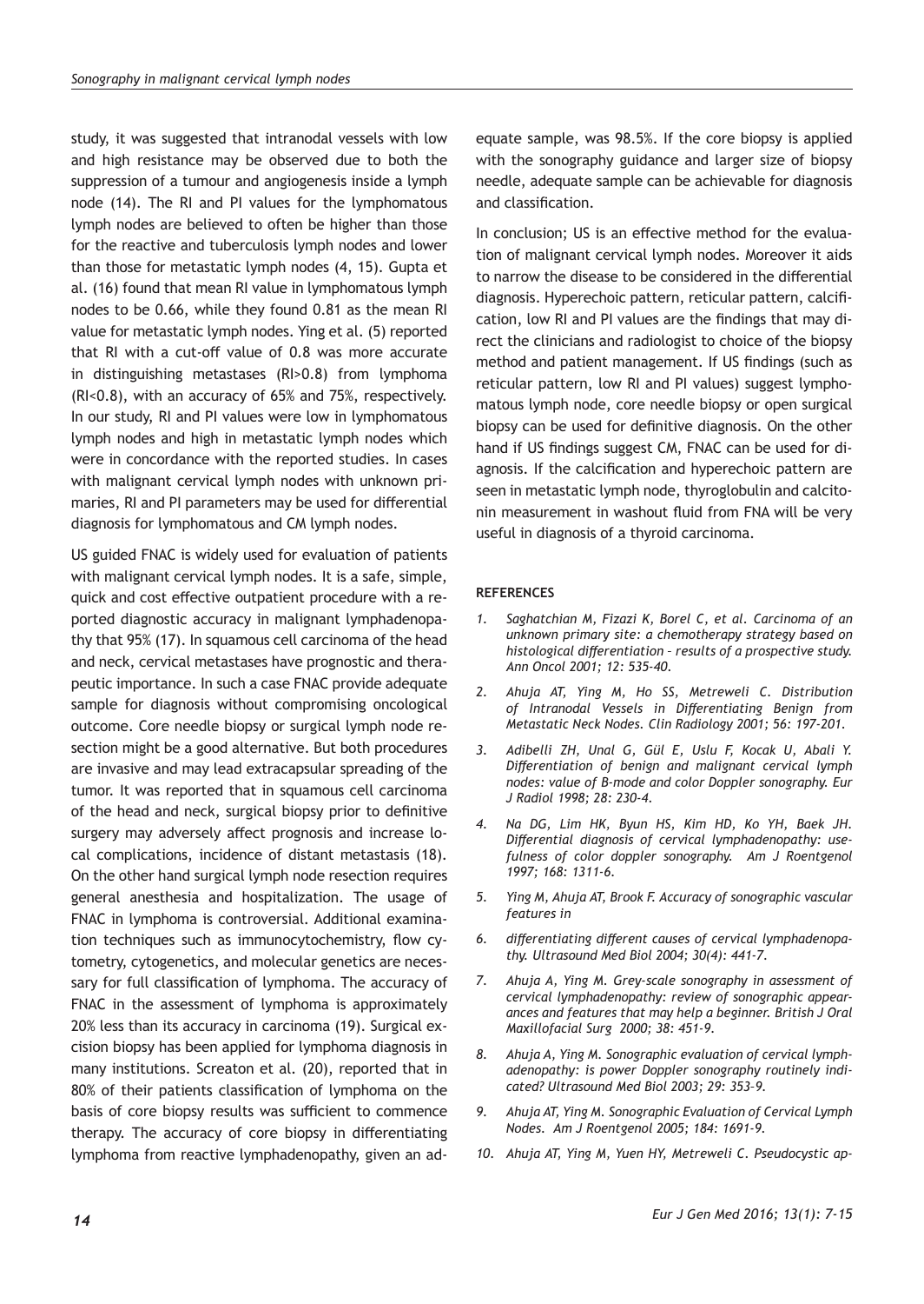study, it was suggested that intranodal vessels with low and high resistance may be observed due to both the suppression of a tumour and angiogenesis inside a lymph node (14). The RI and PI values for the lymphomatous lymph nodes are believed to often be higher than those for the reactive and tuberculosis lymph nodes and lower than those for metastatic lymph nodes (4, 15). Gupta et al. (16) found that mean RI value in lymphomatous lymph nodes to be 0.66, while they found 0.81 as the mean RI value for metastatic lymph nodes. Ying et al. (5) reported that RI with a cut-off value of 0.8 was more accurate in distinguishing metastases (RI>0.8) from lymphoma (RI<0.8), with an accuracy of 65% and 75%, respectively. In our study, RI and PI values were low in lymphomatous lymph nodes and high in metastatic lymph nodes which were in concordance with the reported studies. In cases with malignant cervical lymph nodes with unknown primaries, RI and PI parameters may be used for differential diagnosis for lymphomatous and CM lymph nodes.

US guided FNAC is widely used for evaluation of patients with malignant cervical lymph nodes. It is a safe, simple, quick and cost effective outpatient procedure with a reported diagnostic accuracy in malignant lymphadenopathy that 95% (17). In squamous cell carcinoma of the head and neck, cervical metastases have prognostic and therapeutic importance. In such a case FNAC provide adequate sample for diagnosis without compromising oncological outcome. Core needle biopsy or surgical lymph node resection might be a good alternative. But both procedures are invasive and may lead extracapsular spreading of the tumor. It was reported that in squamous cell carcinoma of the head and neck, surgical biopsy prior to definitive surgery may adversely affect prognosis and increase local complications, incidence of distant metastasis (18). On the other hand surgical lymph node resection requires general anesthesia and hospitalization. The usage of FNAC in lymphoma is controversial. Additional examination techniques such as immunocytochemistry, flow cytometry, cytogenetics, and molecular genetics are necessary for full classification of lymphoma. The accuracy of FNAC in the assessment of lymphoma is approximately 20% less than its accuracy in carcinoma (19). Surgical excision biopsy has been applied for lymphoma diagnosis in many institutions. Screaton et al. (20), reported that in 80% of their patients classification of lymphoma on the basis of core biopsy results was sufficient to commence therapy. The accuracy of core biopsy in differentiating lymphoma from reactive lymphadenopathy, given an adequate sample, was 98.5%. If the core biopsy is applied with the sonography guidance and larger size of biopsy needle, adequate sample can be achievable for diagnosis and classification.

In conclusion; US is an effective method for the evaluation of malignant cervical lymph nodes. Moreover it aids to narrow the disease to be considered in the differential diagnosis. Hyperechoic pattern, reticular pattern, calcification, low RI and PI values are the findings that may direct the clinicians and radiologist to choice of the biopsy method and patient management. If US findings (such as reticular pattern, low RI and PI values) suggest lymphomatous lymph node, core needle biopsy or open surgical biopsy can be used for definitive diagnosis. On the other hand if US findings suggest CM, FNAC can be used for diagnosis. If the calcification and hyperechoic pattern are seen in metastatic lymph node, thyroglobulin and calcitonin measurement in washout fluid from FNA will be very useful in diagnosis of a thyroid carcinoma.

## REFERENCES

1. *Saghatchian M, Fizazi K, Borel C, et al. Carcinoma of an unknown primary site: a chemotherapy strategy based on histological differentiation – results of a prospective study. Ann Oncol 2001; 12: 535-40.*
2. *Ahuja AT, Ying M, Ho SS, Metreweli C. Distribution of Intranodal Vessels in Differentiating Benign from Metastatic Neck Nodes. Clin Radiology 2001; 56: 197-201.*
3. *Adibelli ZH, Unal G, Gül E, Uslu F, Kocak U, Abali Y. Differentiation of benign and malignant cervical lymph nodes: value of B-mode and color Doppler sonography. Eur J Radiol 1998; 28: 230-4.*
4. *Na DG, Lim HK, Byun HS, Kim HD, Ko YH, Baek JH. Differential diagnosis of cervical lymphadenopathy: usefulness of color doppler sonography. Am J Roentgenol 1997; 168: 1311-6.*
5. *Ying M, Ahuja AT, Brook F. Accuracy of sonographic vascular features in*
6. *differentiating different causes of cervical lymphadenopathy. Ultrasound Med Biol 2004; 30(4): 441-7.*
7. *Ahuja A, Ying M. Grey-scale sonography in assessment of cervical lymphadenopathy: review of sonographic appearances and features that may help a beginner. British J Oral Maxillofacial Surg 2000; 38: 451-9.*
8. *Ahuja A, Ying M. Sonographic evaluation of cervical lymphadenopathy: is power Doppler sonography routinely indicated? Ultrasound Med Biol 2003; 29: 353-9.*
9. *Ahuja AT, Ying M. Sonographic Evaluation of Cervical Lymph Nodes. Am J Roentgenol 2005; 184: 1691-9.*
10. *Ahuja AT, Ying M, Yuen HY, Metreweli C. Pseudocystic ap-*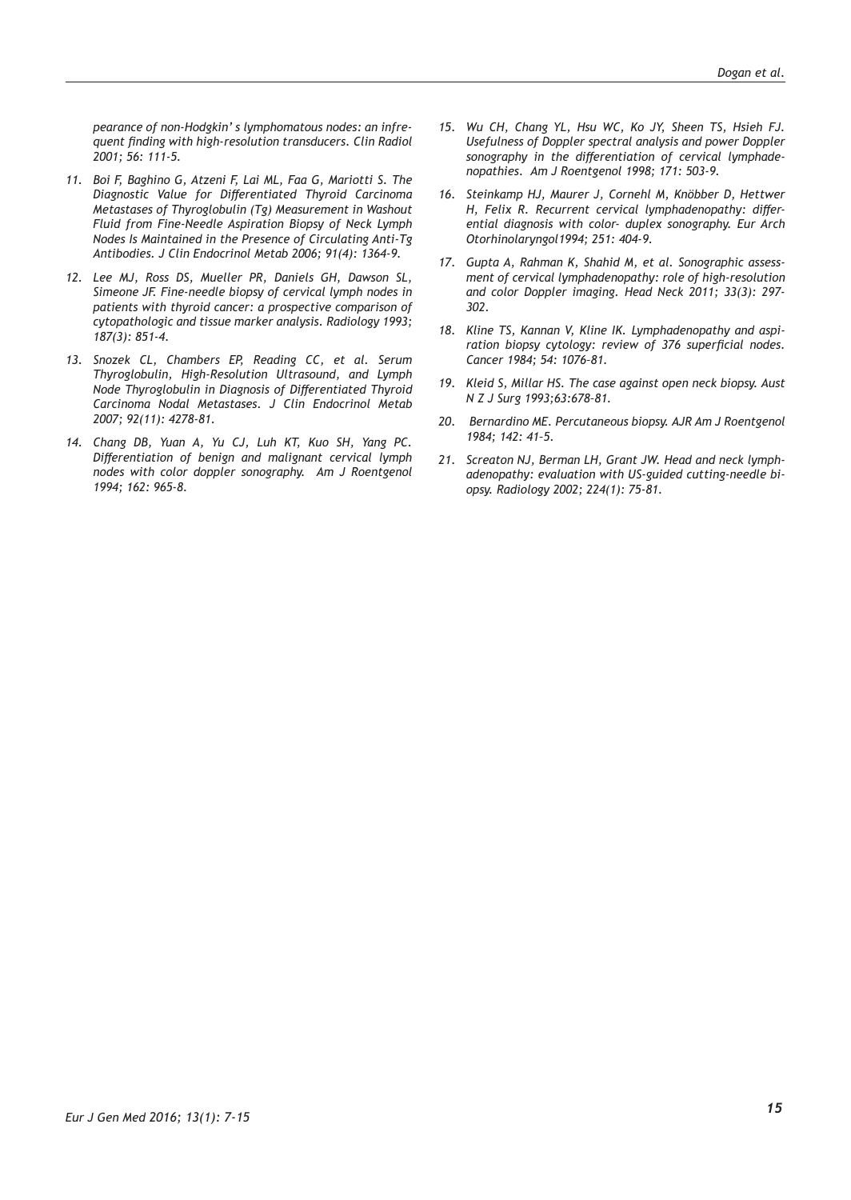*pearance of non-Hodgkin' s lymphomatous nodes: an infrequent finding with high-resolution transducers. Clin Radiol 2001; 56: 111-5.*

11. *Boi F, Baghino G, Atzeni F, Lai ML, Faa G, Mariotti S. The Diagnostic Value for Differentiated Thyroid Carcinoma Metastases of Thyroglobulin (Tg) Measurement in Washout Fluid from Fine-Needle Aspiration Biopsy of Neck Lymph Nodes Is Maintained in the Presence of Circulating Anti-Tg Antibodies. J Clin Endocrinol Metab 2006; 91(4): 1364-9.*
12. *Lee MJ, Ross DS, Mueller PR, Daniels GH, Dawson SL, Simeone JF. Fine-needle biopsy of cervical lymph nodes in patients with thyroid cancer: a prospective comparison of cytopathologic and tissue marker analysis. Radiology 1993; 187(3): 851-4.*
13. *Snozek CL, Chambers EP, Reading CC, et al. Serum Thyroglobulin, High-Resolution Ultrasound, and Lymph Node Thyroglobulin in Diagnosis of Differentiated Thyroid Carcinoma Nodal Metastases. J Clin Endocrinol Metab 2007; 92(11): 4278-81.*
14. *Chang DB, Yuan A, Yu CJ, Luh KT, Kuo SH, Yang PC. Differentiation of benign and malignant cervical lymph nodes with color doppler sonography. Am J Roentgenol 1994; 162: 965-8.*
15. *Wu CH, Chang YL, Hsu WC, Ko JY, Sheen TS, Hsieh FJ. Usefulness of Doppler spectral analysis and power Doppler sonography in the differentiation of cervical lymphadenopathies. Am J Roentgenol 1998; 171: 503-9.*
16. *Steinkamp HJ, Maurer J, Cornehl M, Knöbber D, Hettwer H, Felix R. Recurrent cervical lymphadenopathy: differential diagnosis with color- duplex sonography. Eur Arch Otorhinolaryngol1994; 251: 404-9.*
17. *Gupta A, Rahman K, Shahid M, et al. Sonographic assessment of cervical lymphadenopathy: role of high-resolution and color Doppler imaging. Head Neck 2011; 33(3): 297-302.*
18. *Kline TS, Kannan V, Kline IK. Lymphadenopathy and aspiration biopsy cytology: review of 376 superficial nodes. Cancer 1984; 54: 1076–81.*
19. *Kleid S, Millar HS. The case against open neck biopsy. Aust N Z J Surg 1993;63:678–81.*
20. *Bernardino ME. Percutaneous biopsy. AJR Am J Roentgenol 1984; 142: 41–5.*
21. *Screaton NJ, Berman LH, Grant JW. Head and neck lymphadenopathy: evaluation with US-guided cutting-needle biopsy. Radiology 2002; 224(1): 75-81.*